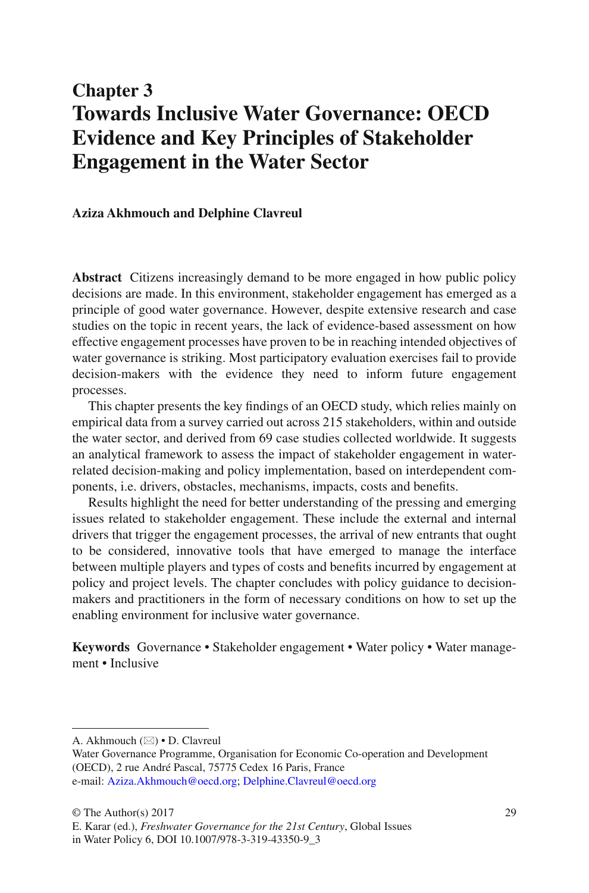# Chapter 3
# Towards Inclusive Water Governance: OECD Evidence and Key Principles of Stakeholder Engagement in the Water Sector

**Aziza Akhmouch and Delphine Clavreul**

**Abstract** Citizens increasingly demand to be more engaged in how public policy decisions are made. In this environment, stakeholder engagement has emerged as a principle of good water governance. However, despite extensive research and case studies on the topic in recent years, the lack of evidence-based assessment on how effective engagement processes have proven to be in reaching intended objectives of water governance is striking. Most participatory evaluation exercises fail to provide decision-makers with the evidence they need to inform future engagement processes.

This chapter presents the key findings of an OECD study, which relies mainly on empirical data from a survey carried out across 215 stakeholders, within and outside the water sector, and derived from 69 case studies collected worldwide. It suggests an analytical framework to assess the impact of stakeholder engagement in water-related decision-making and policy implementation, based on interdependent components, i.e. drivers, obstacles, mechanisms, impacts, costs and benefits.

Results highlight the need for better understanding of the pressing and emerging issues related to stakeholder engagement. These include the external and internal drivers that trigger the engagement processes, the arrival of new entrants that ought to be considered, innovative tools that have emerged to manage the interface between multiple players and types of costs and benefits incurred by engagement at policy and project levels. The chapter concludes with policy guidance to decision-makers and practitioners in the form of necessary conditions on how to set up the enabling environment for inclusive water governance.

**Keywords** Governance • Stakeholder engagement • Water policy • Water management • Inclusive

---

A. Akhmouch (✉) • D. Clavreul
Water Governance Programme, Organisation for Economic Co-operation and Development (OECD), 2 rue André Pascal, 75775 Cedex 16 Paris, France
e-mail: Aziza.Akhmouch@oecd.org; Delphine.Clavreul@oecd.org

© The Author(s) 2017
E. Karar (ed.), *Freshwater Governance for the 21st Century*, Global Issues in Water Policy 6, DOI 10.1007/978-3-319-43350-9_3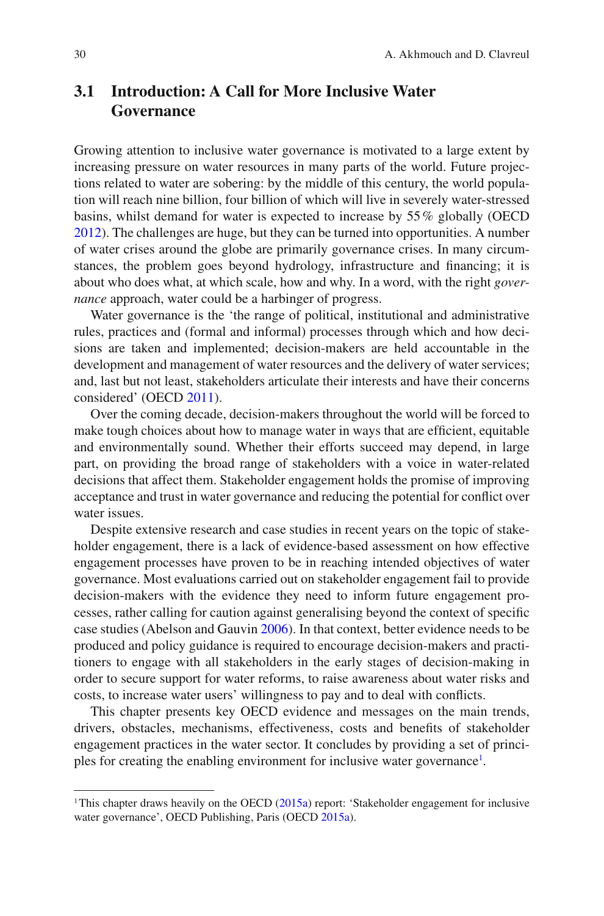## 3.1 Introduction: A Call for More Inclusive Water Governance

Growing attention to inclusive water governance is motivated to a large extent by increasing pressure on water resources in many parts of the world. Future projections related to water are sobering: by the middle of this century, the world population will reach nine billion, four billion of which will live in severely water-stressed basins, whilst demand for water is expected to increase by 55 % globally (OECD 2012). The challenges are huge, but they can be turned into opportunities. A number of water crises around the globe are primarily governance crises. In many circumstances, the problem goes beyond hydrology, infrastructure and financing; it is about who does what, at which scale, how and why. In a word, with the right *governance* approach, water could be a harbinger of progress.

Water governance is the 'the range of political, institutional and administrative rules, practices and (formal and informal) processes through which and how decisions are taken and implemented; decision-makers are held accountable in the development and management of water resources and the delivery of water services; and, last but not least, stakeholders articulate their interests and have their concerns considered' (OECD 2011).

Over the coming decade, decision-makers throughout the world will be forced to make tough choices about how to manage water in ways that are efficient, equitable and environmentally sound. Whether their efforts succeed may depend, in large part, on providing the broad range of stakeholders with a voice in water-related decisions that affect them. Stakeholder engagement holds the promise of improving acceptance and trust in water governance and reducing the potential for conflict over water issues.

Despite extensive research and case studies in recent years on the topic of stakeholder engagement, there is a lack of evidence-based assessment on how effective engagement processes have proven to be in reaching intended objectives of water governance. Most evaluations carried out on stakeholder engagement fail to provide decision-makers with the evidence they need to inform future engagement processes, rather calling for caution against generalising beyond the context of specific case studies (Abelson and Gauvin 2006). In that context, better evidence needs to be produced and policy guidance is required to encourage decision-makers and practitioners to engage with all stakeholders in the early stages of decision-making in order to secure support for water reforms, to raise awareness about water risks and costs, to increase water users' willingness to pay and to deal with conflicts.

This chapter presents key OECD evidence and messages on the main trends, drivers, obstacles, mechanisms, effectiveness, costs and benefits of stakeholder engagement practices in the water sector. It concludes by providing a set of principles for creating the enabling environment for inclusive water governance[1].

---

[1] This chapter draws heavily on the OECD (2015a) report: 'Stakeholder engagement for inclusive water governance', OECD Publishing, Paris (OECD 2015a).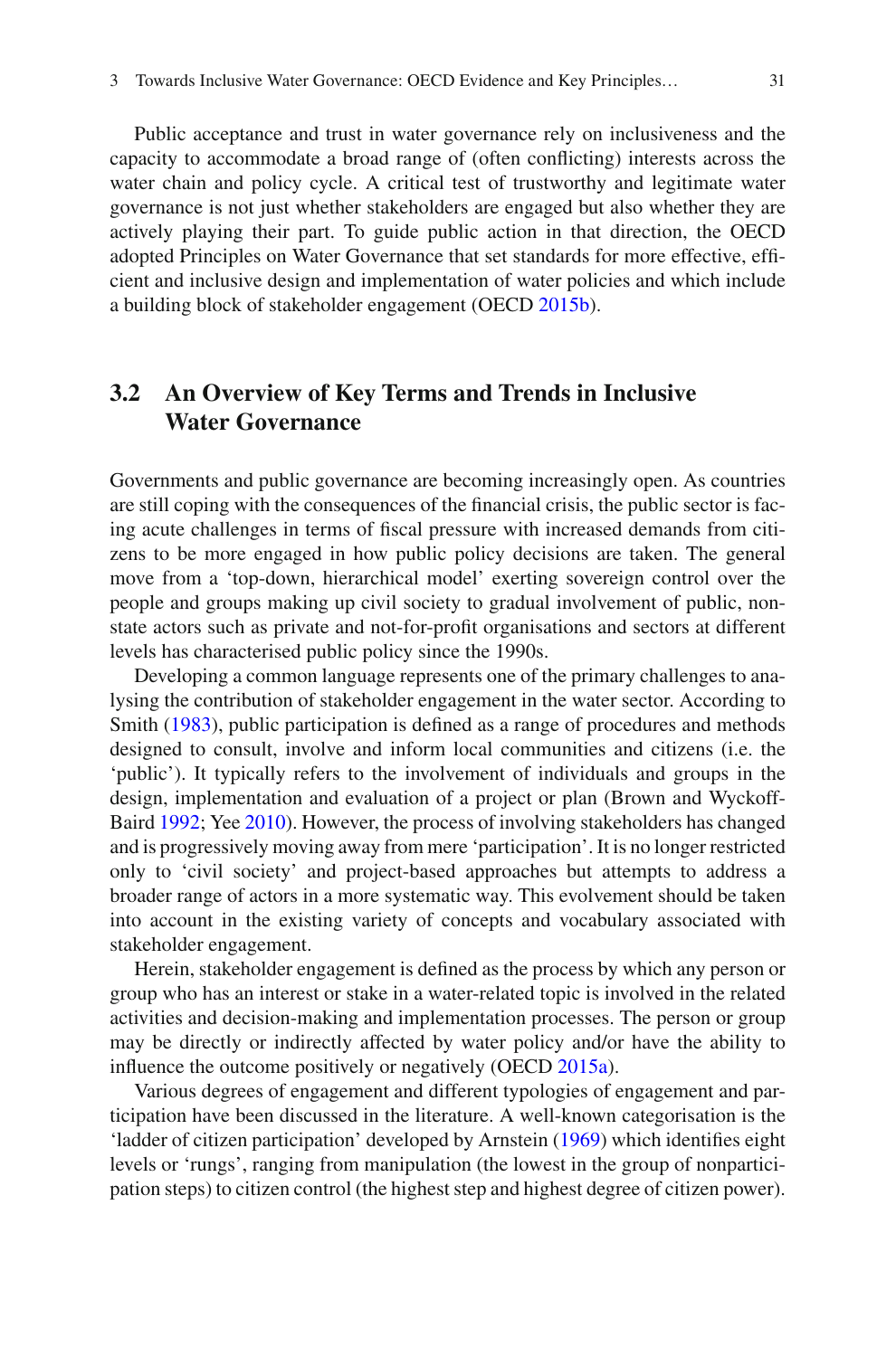Public acceptance and trust in water governance rely on inclusiveness and the capacity to accommodate a broad range of (often conflicting) interests across the water chain and policy cycle. A critical test of trustworthy and legitimate water governance is not just whether stakeholders are engaged but also whether they are actively playing their part. To guide public action in that direction, the OECD adopted Principles on Water Governance that set standards for more effective, efficient and inclusive design and implementation of water policies and which include a building block of stakeholder engagement (OECD 2015b).

## 3.2 An Overview of Key Terms and Trends in Inclusive Water Governance

Governments and public governance are becoming increasingly open. As countries are still coping with the consequences of the financial crisis, the public sector is facing acute challenges in terms of fiscal pressure with increased demands from citizens to be more engaged in how public policy decisions are taken. The general move from a 'top-down, hierarchical model' exerting sovereign control over the people and groups making up civil society to gradual involvement of public, non-state actors such as private and not-for-profit organisations and sectors at different levels has characterised public policy since the 1990s.

Developing a common language represents one of the primary challenges to analysing the contribution of stakeholder engagement in the water sector. According to Smith (1983), public participation is defined as a range of procedures and methods designed to consult, involve and inform local communities and citizens (i.e. the 'public'). It typically refers to the involvement of individuals and groups in the design, implementation and evaluation of a project or plan (Brown and Wyckoff-Baird 1992; Yee 2010). However, the process of involving stakeholders has changed and is progressively moving away from mere 'participation'. It is no longer restricted only to 'civil society' and project-based approaches but attempts to address a broader range of actors in a more systematic way. This evolvement should be taken into account in the existing variety of concepts and vocabulary associated with stakeholder engagement.

Herein, stakeholder engagement is defined as the process by which any person or group who has an interest or stake in a water-related topic is involved in the related activities and decision-making and implementation processes. The person or group may be directly or indirectly affected by water policy and/or have the ability to influence the outcome positively or negatively (OECD 2015a).

Various degrees of engagement and different typologies of engagement and participation have been discussed in the literature. A well-known categorisation is the 'ladder of citizen participation' developed by Arnstein (1969) which identifies eight levels or 'rungs', ranging from manipulation (the lowest in the group of nonparticipation steps) to citizen control (the highest step and highest degree of citizen power).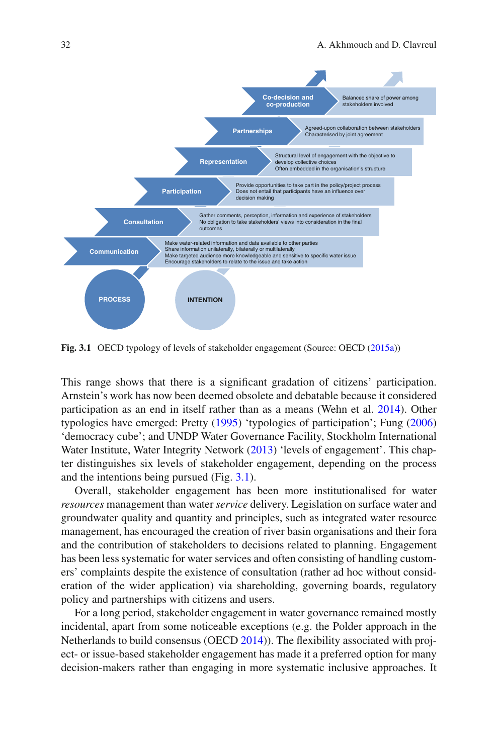| PROCESS | INTENTION |
| --- | --- |
| Co-decision and co-production | Balanced share of power among stakeholders involved |
| Partnerships | Agreed-upon collaboration between stakeholders<br>Characterised by joint agreement |
| Representation | Structural level of engagement with the objective to develop collective choices<br>Often embedded in the organisation's structure |
| Participation | Provide opportunities to take part in the policy/project process<br>Does not entail that participants have an influence over decision making |
| Consultation | Gather comments, perception, information and experience of stakeholders<br>No obligation to take stakeholders' views into consideration in the final outcomes |
| Communication | Make water-related information and data available to other parties<br>Share information unilaterally, bilaterally or multilaterally<br>Make targeted audience more knowledgeable and sensitive to specific water issue<br>Encourage stakeholders to relate to the issue and take action |

**Fig. 3.1** OECD typology of levels of stakeholder engagement (Source: OECD (2015a))

This range shows that there is a significant gradation of citizens' participation. Arnstein's work has now been deemed obsolete and debatable because it considered participation as an end in itself rather than as a means (Wehn et al. 2014). Other typologies have emerged: Pretty (1995) 'typologies of participation'; Fung (2006) 'democracy cube'; and UNDP Water Governance Facility, Stockholm International Water Institute, Water Integrity Network (2013) 'levels of engagement'. This chapter distinguishes six levels of stakeholder engagement, depending on the process and the intentions being pursued (Fig. 3.1).

Overall, stakeholder engagement has been more institutionalised for water *resources* management than water *service* delivery. Legislation on surface water and groundwater quality and quantity and principles, such as integrated water resource management, has encouraged the creation of river basin organisations and their fora and the contribution of stakeholders to decisions related to planning. Engagement has been less systematic for water services and often consisting of handling customers' complaints despite the existence of consultation (rather ad hoc without consideration of the wider application) via shareholding, governing boards, regulatory policy and partnerships with citizens and users.

For a long period, stakeholder engagement in water governance remained mostly incidental, apart from some noticeable exceptions (e.g. the Polder approach in the Netherlands to build consensus (OECD 2014)). The flexibility associated with project- or issue-based stakeholder engagement has made it a preferred option for many decision-makers rather than engaging in more systematic inclusive approaches. It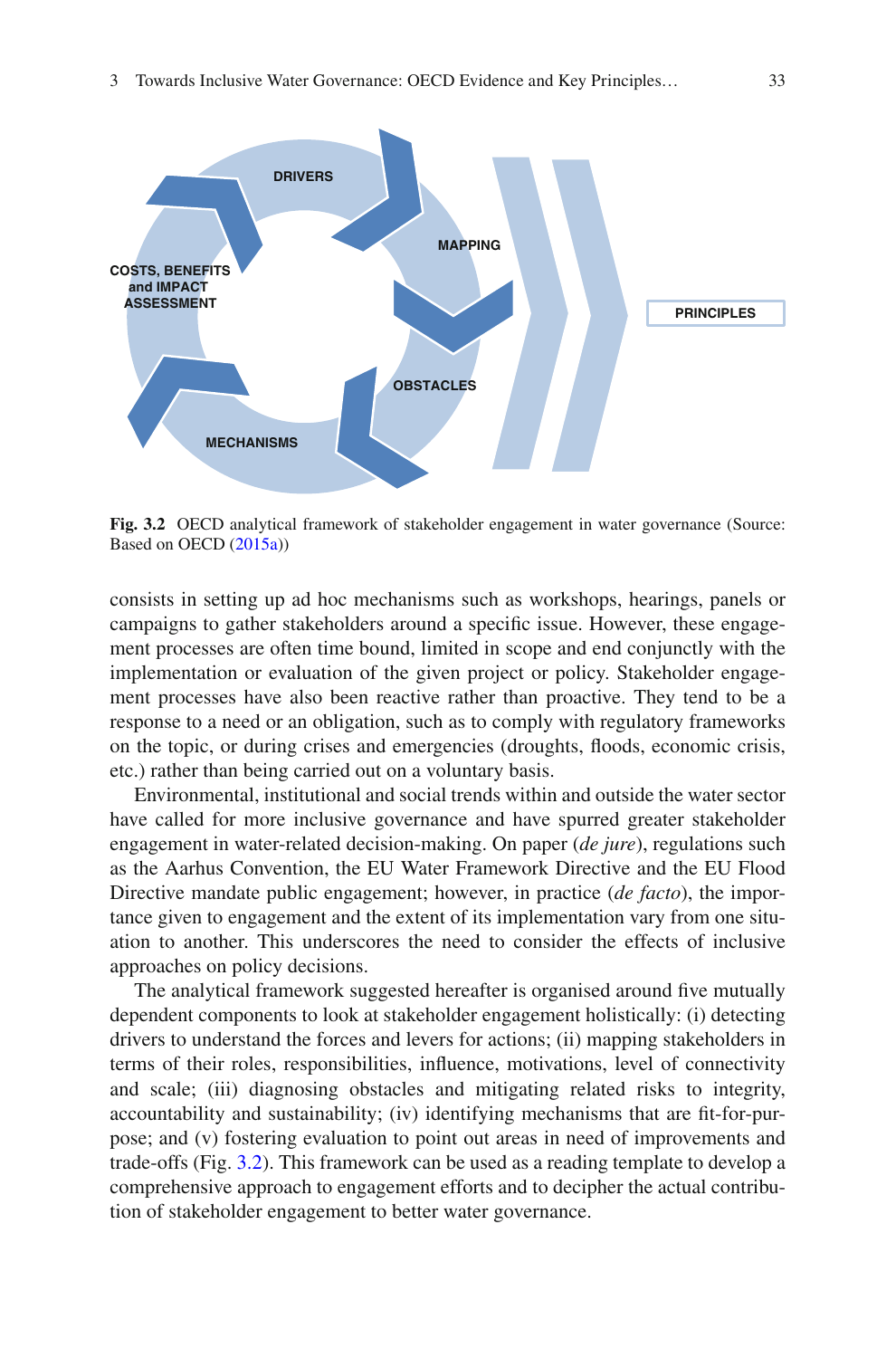DRIVERS

MAPPING

COSTS, BENEFITS and IMPACT ASSESSMENT

PRINCIPLES

OBSTACLES

MECHANISMS

**Fig. 3.2** OECD analytical framework of stakeholder engagement in water governance (Source: Based on OECD (2015a))

consists in setting up ad hoc mechanisms such as workshops, hearings, panels or campaigns to gather stakeholders around a specific issue. However, these engagement processes are often time bound, limited in scope and end conjunctly with the implementation or evaluation of the given project or policy. Stakeholder engagement processes have also been reactive rather than proactive. They tend to be a response to a need or an obligation, such as to comply with regulatory frameworks on the topic, or during crises and emergencies (droughts, floods, economic crisis, etc.) rather than being carried out on a voluntary basis.

Environmental, institutional and social trends within and outside the water sector have called for more inclusive governance and have spurred greater stakeholder engagement in water-related decision-making. On paper (*de jure*), regulations such as the Aarhus Convention, the EU Water Framework Directive and the EU Flood Directive mandate public engagement; however, in practice (*de facto*), the importance given to engagement and the extent of its implementation vary from one situation to another. This underscores the need to consider the effects of inclusive approaches on policy decisions.

The analytical framework suggested hereafter is organised around five mutually dependent components to look at stakeholder engagement holistically: (i) detecting drivers to understand the forces and levers for actions; (ii) mapping stakeholders in terms of their roles, responsibilities, influence, motivations, level of connectivity and scale; (iii) diagnosing obstacles and mitigating related risks to integrity, accountability and sustainability; (iv) identifying mechanisms that are fit-for-purpose; and (v) fostering evaluation to point out areas in need of improvements and trade-offs (Fig. 3.2). This framework can be used as a reading template to develop a comprehensive approach to engagement efforts and to decipher the actual contribution of stakeholder engagement to better water governance.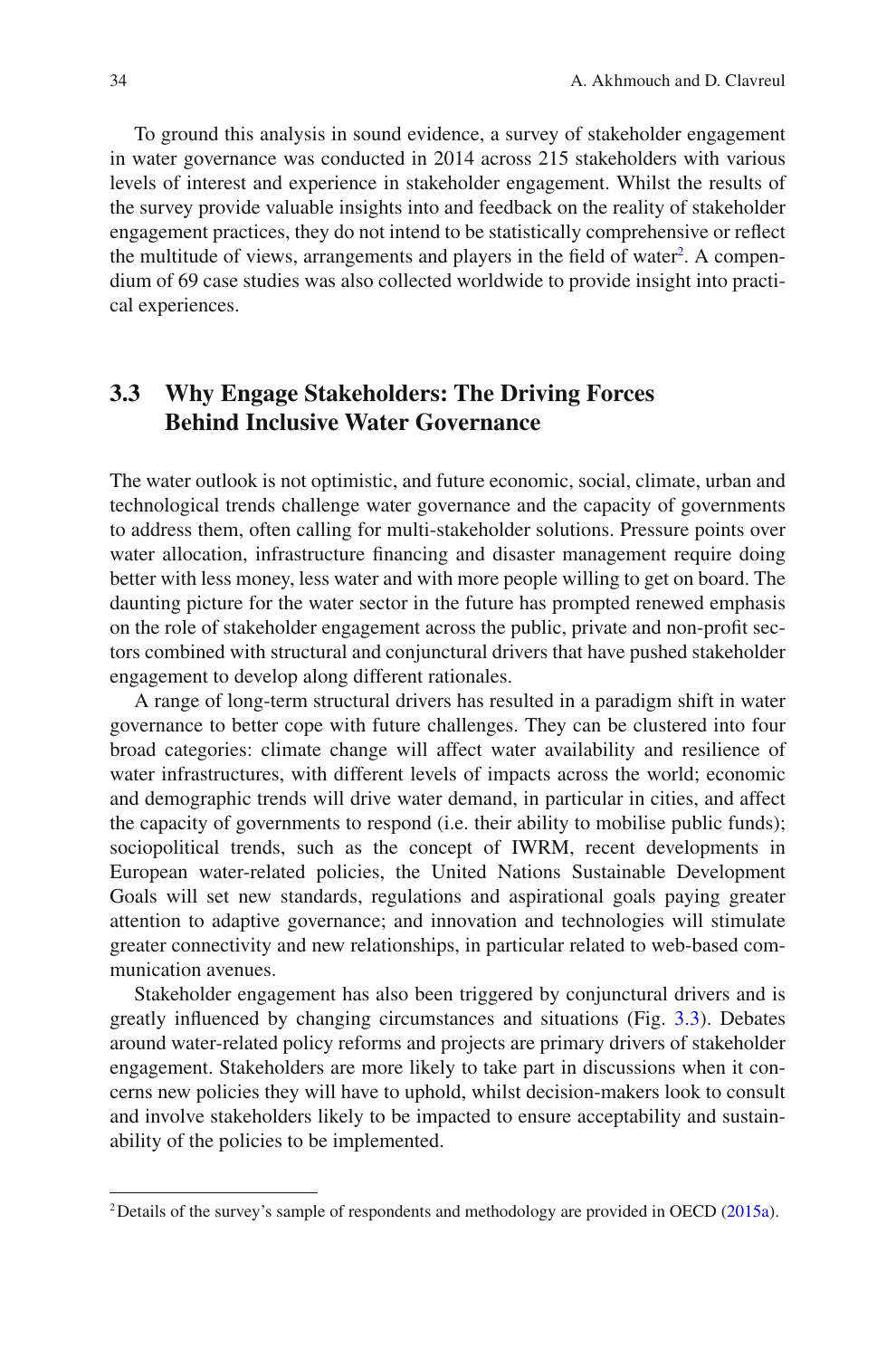To ground this analysis in sound evidence, a survey of stakeholder engagement in water governance was conducted in 2014 across 215 stakeholders with various levels of interest and experience in stakeholder engagement. Whilst the results of the survey provide valuable insights into and feedback on the reality of stakeholder engagement practices, they do not intend to be statistically comprehensive or reflect the multitude of views, arrangements and players in the field of water[2]. A compendium of 69 case studies was also collected worldwide to provide insight into practical experiences.

## 3.3 Why Engage Stakeholders: The Driving Forces Behind Inclusive Water Governance

The water outlook is not optimistic, and future economic, social, climate, urban and technological trends challenge water governance and the capacity of governments to address them, often calling for multi-stakeholder solutions. Pressure points over water allocation, infrastructure financing and disaster management require doing better with less money, less water and with more people willing to get on board. The daunting picture for the water sector in the future has prompted renewed emphasis on the role of stakeholder engagement across the public, private and non-profit sectors combined with structural and conjunctural drivers that have pushed stakeholder engagement to develop along different rationales.

A range of long-term structural drivers has resulted in a paradigm shift in water governance to better cope with future challenges. They can be clustered into four broad categories: climate change will affect water availability and resilience of water infrastructures, with different levels of impacts across the world; economic and demographic trends will drive water demand, in particular in cities, and affect the capacity of governments to respond (i.e. their ability to mobilise public funds); sociopolitical trends, such as the concept of IWRM, recent developments in European water-related policies, the United Nations Sustainable Development Goals will set new standards, regulations and aspirational goals paying greater attention to adaptive governance; and innovation and technologies will stimulate greater connectivity and new relationships, in particular related to web-based communication avenues.

Stakeholder engagement has also been triggered by conjunctural drivers and is greatly influenced by changing circumstances and situations (Fig. 3.3). Debates around water-related policy reforms and projects are primary drivers of stakeholder engagement. Stakeholders are more likely to take part in discussions when it concerns new policies they will have to uphold, whilst decision-makers look to consult and involve stakeholders likely to be impacted to ensure acceptability and sustainability of the policies to be implemented.

[2] Details of the survey's sample of respondents and methodology are provided in OECD (2015a).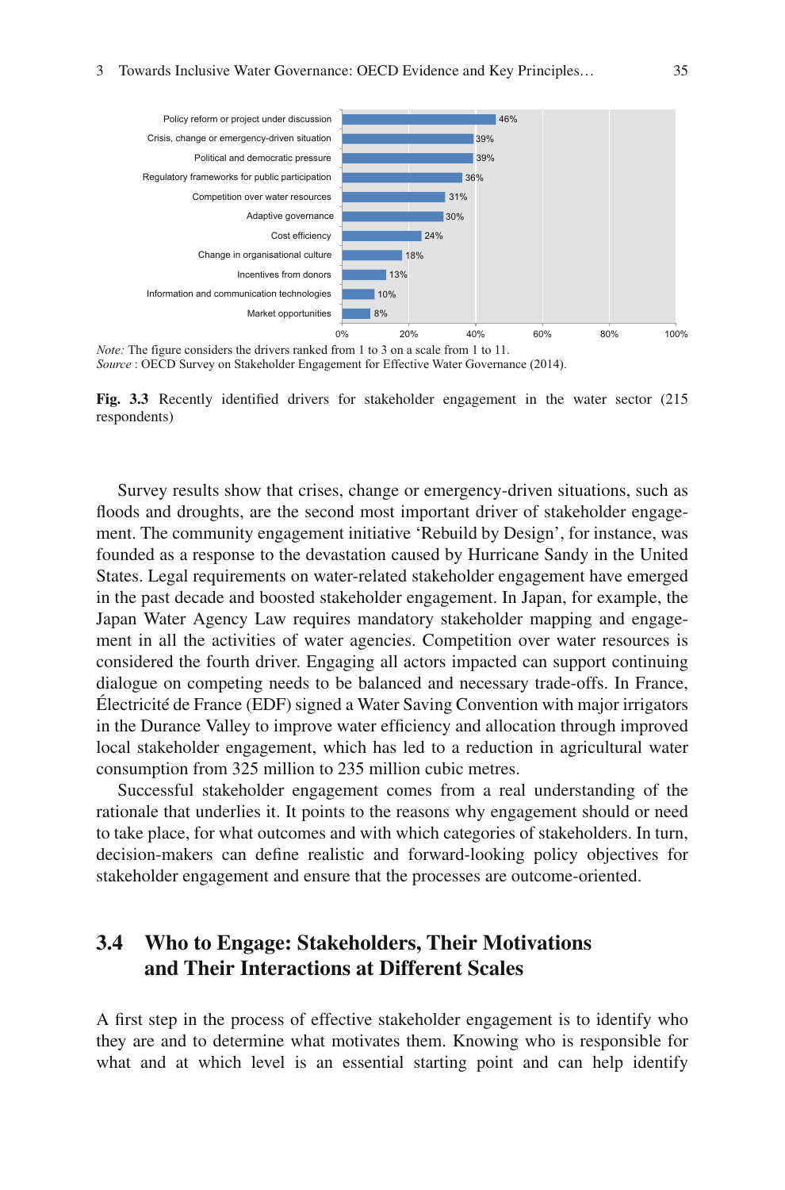| Driver | Share |
|---|---|
| Policy reform or project under discussion | 46% |
| Crisis, change or emergency-driven situation | 39% |
| Political and democratic pressure | 39% |
| Regulatory frameworks for public participation | 36% |
| Competition over water resources | 31% |
| Adaptive governance | 30% |
| Cost efficiency | 24% |
| Change in organisational culture | 18% |
| Incentives from donors | 13% |
| Information and communication technologies | 10% |
| Market opportunities | 8% |

*Note:* The figure considers the drivers ranked from 1 to 3 on a scale from 1 to 11.
*Source* : OECD Survey on Stakeholder Engagement for Effective Water Governance (2014).

**Fig. 3.3** Recently identified drivers for stakeholder engagement in the water sector (215 respondents)

Survey results show that crises, change or emergency-driven situations, such as floods and droughts, are the second most important driver of stakeholder engagement. The community engagement initiative 'Rebuild by Design', for instance, was founded as a response to the devastation caused by Hurricane Sandy in the United States. Legal requirements on water-related stakeholder engagement have emerged in the past decade and boosted stakeholder engagement. In Japan, for example, the Japan Water Agency Law requires mandatory stakeholder mapping and engagement in all the activities of water agencies. Competition over water resources is considered the fourth driver. Engaging all actors impacted can support continuing dialogue on competing needs to be balanced and necessary trade-offs. In France, Électricité de France (EDF) signed a Water Saving Convention with major irrigators in the Durance Valley to improve water efficiency and allocation through improved local stakeholder engagement, which has led to a reduction in agricultural water consumption from 325 million to 235 million cubic metres.

Successful stakeholder engagement comes from a real understanding of the rationale that underlies it. It points to the reasons why engagement should or need to take place, for what outcomes and with which categories of stakeholders. In turn, decision-makers can define realistic and forward-looking policy objectives for stakeholder engagement and ensure that the processes are outcome-oriented.

## 3.4 Who to Engage: Stakeholders, Their Motivations and Their Interactions at Different Scales

A first step in the process of effective stakeholder engagement is to identify who they are and to determine what motivates them. Knowing who is responsible for what and at which level is an essential starting point and can help identify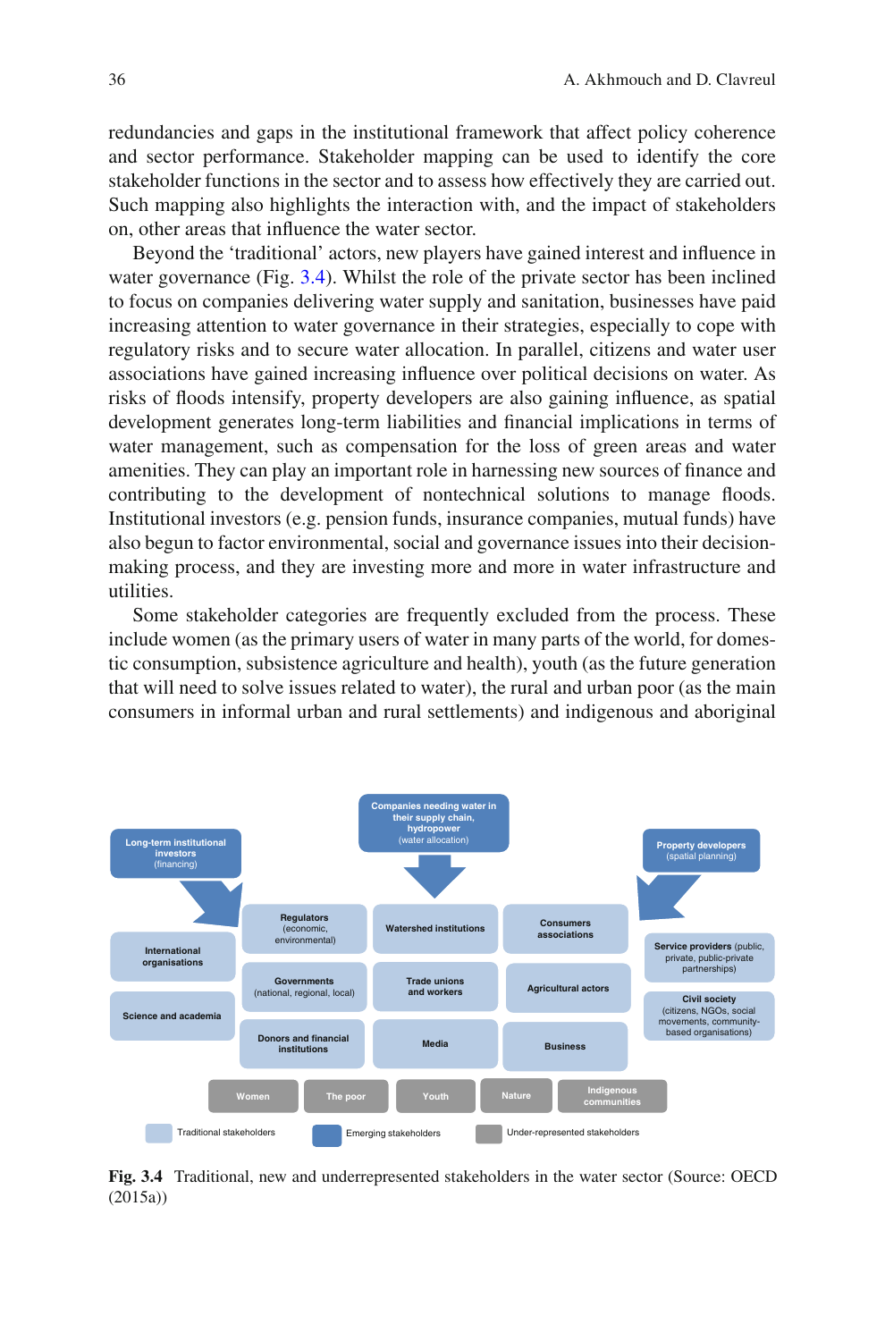redundancies and gaps in the institutional framework that affect policy coherence and sector performance. Stakeholder mapping can be used to identify the core stakeholder functions in the sector and to assess how effectively they are carried out. Such mapping also highlights the interaction with, and the impact of stakeholders on, other areas that influence the water sector.

Beyond the 'traditional' actors, new players have gained interest and influence in water governance (Fig. 3.4). Whilst the role of the private sector has been inclined to focus on companies delivering water supply and sanitation, businesses have paid increasing attention to water governance in their strategies, especially to cope with regulatory risks and to secure water allocation. In parallel, citizens and water user associations have gained increasing influence over political decisions on water. As risks of floods intensify, property developers are also gaining influence, as spatial development generates long-term liabilities and financial implications in terms of water management, such as compensation for the loss of green areas and water amenities. They can play an important role in harnessing new sources of finance and contributing to the development of nontechnical solutions to manage floods. Institutional investors (e.g. pension funds, insurance companies, mutual funds) have also begun to factor environmental, social and governance issues into their decision-making process, and they are investing more and more in water infrastructure and utilities.

Some stakeholder categories are frequently excluded from the process. These include women (as the primary users of water in many parts of the world, for domestic consumption, subsistence agriculture and health), youth (as the future generation that will need to solve issues related to water), the rural and urban poor (as the main consumers in informal urban and rural settlements) and indigenous and aboriginal

Long-term institutional investors (financing)

Companies needing water in their supply chain, hydropower (water allocation)

Property developers (spatial planning)

International organisations

Regulators (economic, environmental)

Watershed institutions

Consumers associations

Service providers (public, private, public-private partnerships)

Science and academia

Governments (national, regional, local)

Trade unions and workers

Agricultural actors

Civil society (citizens, NGOs, social movements, community-based organisations)

Donors and financial institutions

Media

Business

Women | The poor | Youth | Nature | Indigenous communities

Traditional stakeholders | Emerging stakeholders | Under-represented stakeholders

**Fig. 3.4** Traditional, new and underrepresented stakeholders in the water sector (Source: OECD (2015a))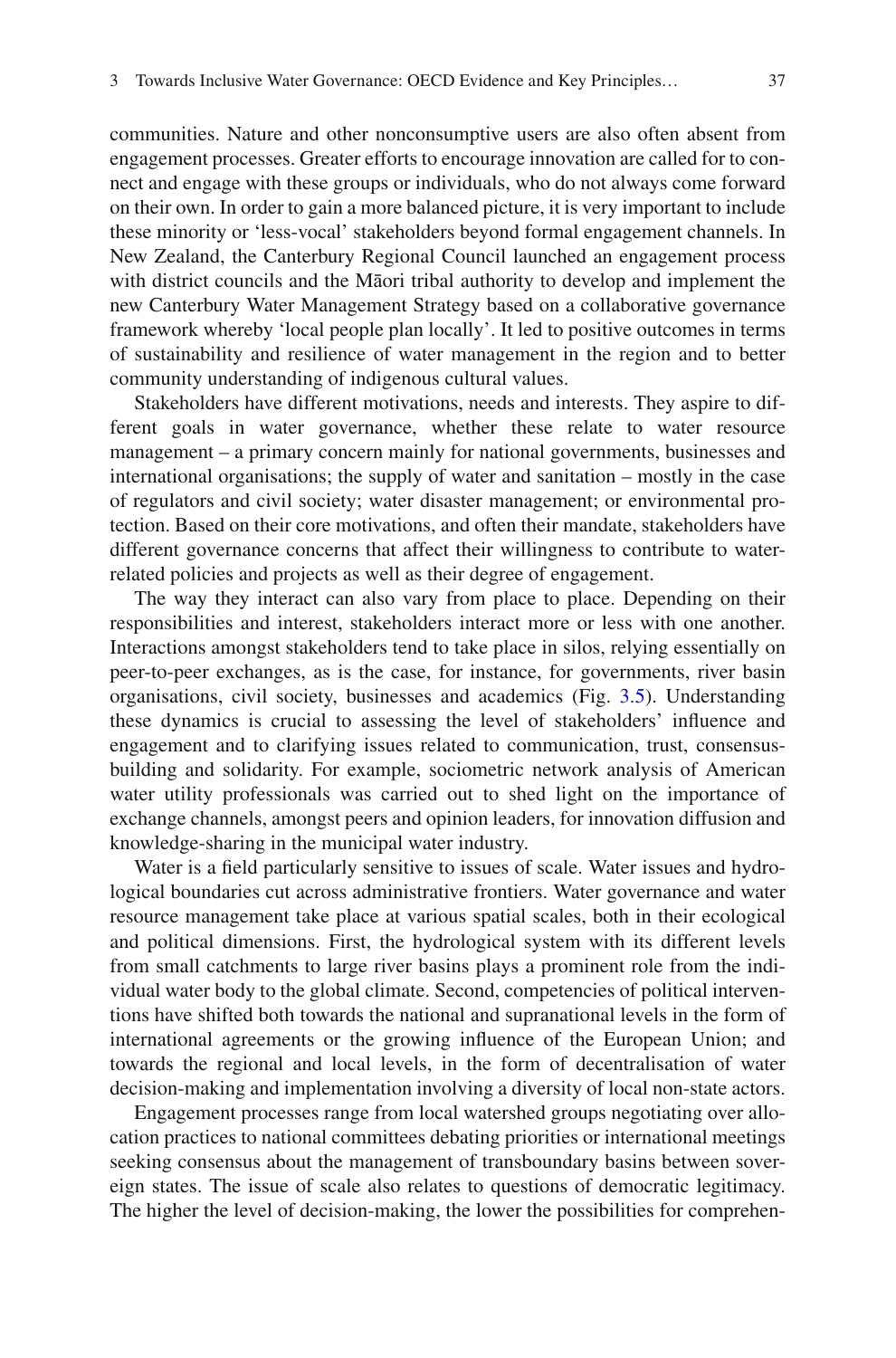communities. Nature and other nonconsumptive users are also often absent from engagement processes. Greater efforts to encourage innovation are called for to connect and engage with these groups or individuals, who do not always come forward on their own. In order to gain a more balanced picture, it is very important to include these minority or 'less-vocal' stakeholders beyond formal engagement channels. In New Zealand, the Canterbury Regional Council launched an engagement process with district councils and the Māori tribal authority to develop and implement the new Canterbury Water Management Strategy based on a collaborative governance framework whereby 'local people plan locally'. It led to positive outcomes in terms of sustainability and resilience of water management in the region and to better community understanding of indigenous cultural values.

Stakeholders have different motivations, needs and interests. They aspire to different goals in water governance, whether these relate to water resource management – a primary concern mainly for national governments, businesses and international organisations; the supply of water and sanitation – mostly in the case of regulators and civil society; water disaster management; or environmental protection. Based on their core motivations, and often their mandate, stakeholders have different governance concerns that affect their willingness to contribute to water-related policies and projects as well as their degree of engagement.

The way they interact can also vary from place to place. Depending on their responsibilities and interest, stakeholders interact more or less with one another. Interactions amongst stakeholders tend to take place in silos, relying essentially on peer-to-peer exchanges, as is the case, for instance, for governments, river basin organisations, civil society, businesses and academics (Fig. 3.5). Understanding these dynamics is crucial to assessing the level of stakeholders' influence and engagement and to clarifying issues related to communication, trust, consensus-building and solidarity. For example, sociometric network analysis of American water utility professionals was carried out to shed light on the importance of exchange channels, amongst peers and opinion leaders, for innovation diffusion and knowledge-sharing in the municipal water industry.

Water is a field particularly sensitive to issues of scale. Water issues and hydrological boundaries cut across administrative frontiers. Water governance and water resource management take place at various spatial scales, both in their ecological and political dimensions. First, the hydrological system with its different levels from small catchments to large river basins plays a prominent role from the individual water body to the global climate. Second, competencies of political interventions have shifted both towards the national and supranational levels in the form of international agreements or the growing influence of the European Union; and towards the regional and local levels, in the form of decentralisation of water decision-making and implementation involving a diversity of local non-state actors.

Engagement processes range from local watershed groups negotiating over allocation practices to national committees debating priorities or international meetings seeking consensus about the management of transboundary basins between sovereign states. The issue of scale also relates to questions of democratic legitimacy. The higher the level of decision-making, the lower the possibilities for comprehen-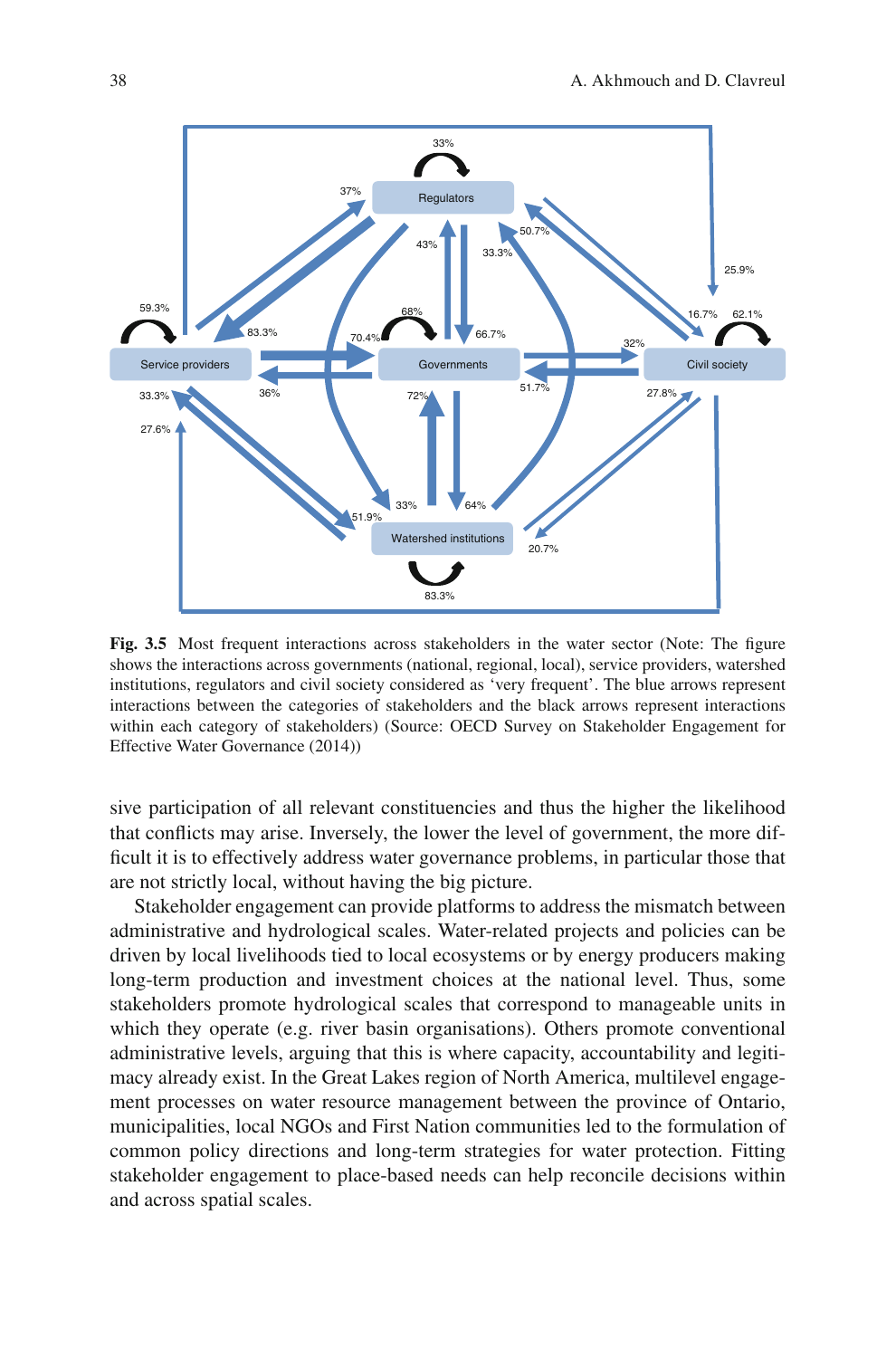**Fig. 3.5** Most frequent interactions across stakeholders in the water sector (Note: The figure shows the interactions across governments (national, regional, local), service providers, watershed institutions, regulators and civil society considered as 'very frequent'. The blue arrows represent interactions between the categories of stakeholders and the black arrows represent interactions within each category of stakeholders) (Source: OECD Survey on Stakeholder Engagement for Effective Water Governance (2014))

sive participation of all relevant constituencies and thus the higher the likelihood that conflicts may arise. Inversely, the lower the level of government, the more difficult it is to effectively address water governance problems, in particular those that are not strictly local, without having the big picture.

Stakeholder engagement can provide platforms to address the mismatch between administrative and hydrological scales. Water-related projects and policies can be driven by local livelihoods tied to local ecosystems or by energy producers making long-term production and investment choices at the national level. Thus, some stakeholders promote hydrological scales that correspond to manageable units in which they operate (e.g. river basin organisations). Others promote conventional administrative levels, arguing that this is where capacity, accountability and legitimacy already exist. In the Great Lakes region of North America, multilevel engagement processes on water resource management between the province of Ontario, municipalities, local NGOs and First Nation communities led to the formulation of common policy directions and long-term strategies for water protection. Fitting stakeholder engagement to place-based needs can help reconcile decisions within and across spatial scales.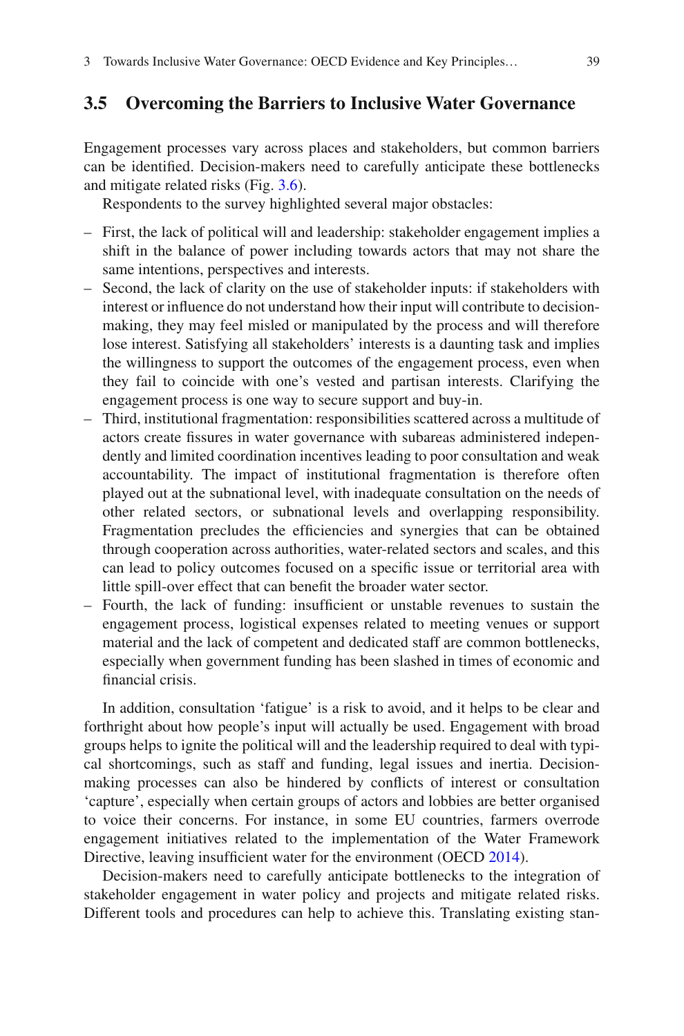## 3.5 Overcoming the Barriers to Inclusive Water Governance

Engagement processes vary across places and stakeholders, but common barriers can be identified. Decision-makers need to carefully anticipate these bottlenecks and mitigate related risks (Fig. 3.6).

Respondents to the survey highlighted several major obstacles:

- First, the lack of political will and leadership: stakeholder engagement implies a shift in the balance of power including towards actors that may not share the same intentions, perspectives and interests.
- Second, the lack of clarity on the use of stakeholder inputs: if stakeholders with interest or influence do not understand how their input will contribute to decision-making, they may feel misled or manipulated by the process and will therefore lose interest. Satisfying all stakeholders' interests is a daunting task and implies the willingness to support the outcomes of the engagement process, even when they fail to coincide with one's vested and partisan interests. Clarifying the engagement process is one way to secure support and buy-in.
- Third, institutional fragmentation: responsibilities scattered across a multitude of actors create fissures in water governance with subareas administered independently and limited coordination incentives leading to poor consultation and weak accountability. The impact of institutional fragmentation is therefore often played out at the subnational level, with inadequate consultation on the needs of other related sectors, or subnational levels and overlapping responsibility. Fragmentation precludes the efficiencies and synergies that can be obtained through cooperation across authorities, water-related sectors and scales, and this can lead to policy outcomes focused on a specific issue or territorial area with little spill-over effect that can benefit the broader water sector.
- Fourth, the lack of funding: insufficient or unstable revenues to sustain the engagement process, logistical expenses related to meeting venues or support material and the lack of competent and dedicated staff are common bottlenecks, especially when government funding has been slashed in times of economic and financial crisis.

In addition, consultation 'fatigue' is a risk to avoid, and it helps to be clear and forthright about how people's input will actually be used. Engagement with broad groups helps to ignite the political will and the leadership required to deal with typical shortcomings, such as staff and funding, legal issues and inertia. Decision-making processes can also be hindered by conflicts of interest or consultation 'capture', especially when certain groups of actors and lobbies are better organised to voice their concerns. For instance, in some EU countries, farmers overrode engagement initiatives related to the implementation of the Water Framework Directive, leaving insufficient water for the environment (OECD 2014).

Decision-makers need to carefully anticipate bottlenecks to the integration of stakeholder engagement in water policy and projects and mitigate related risks. Different tools and procedures can help to achieve this. Translating existing stan-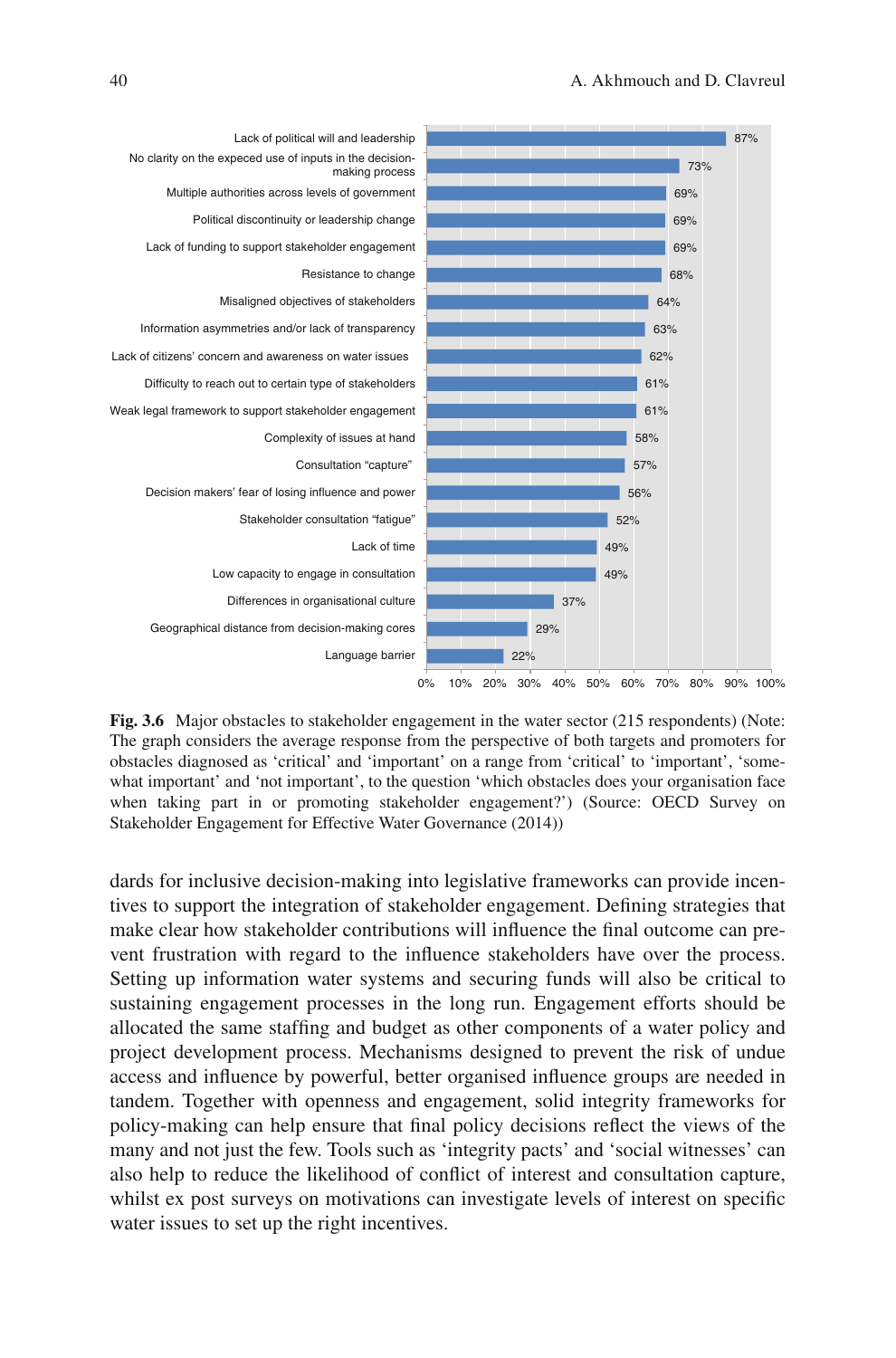| Obstacle | Percentage |
| --- | --- |
| Lack of political will and leadership | 87% |
| No clarity on the expeced use of inputs in the decision-making process | 73% |
| Multiple authorities across levels of government | 69% |
| Political discontinuity or leadership change | 69% |
| Lack of funding to support stakeholder engagement | 69% |
| Resistance to change | 68% |
| Misaligned objectives of stakeholders | 64% |
| Information asymmetries and/or lack of transparency | 63% |
| Lack of citizens' concern and awareness on water issues | 62% |
| Difficulty to reach out to certain type of stakeholders | 61% |
| Weak legal framework to support stakeholder engagement | 61% |
| Complexity of issues at hand | 58% |
| Consultation "capture" | 57% |
| Decision makers' fear of losing influence and power | 56% |
| Stakeholder consultation "fatigue" | 52% |
| Lack of time | 49% |
| Low capacity to engage in consultation | 49% |
| Differences in organisational culture | 37% |
| Geographical distance from decision-making cores | 29% |
| Language barrier | 22% |

**Fig. 3.6** Major obstacles to stakeholder engagement in the water sector (215 respondents) (Note: The graph considers the average response from the perspective of both targets and promoters for obstacles diagnosed as 'critical' and 'important' on a range from 'critical' to 'important', 'somewhat important' and 'not important', to the question 'which obstacles does your organisation face when taking part in or promoting stakeholder engagement?') (Source: OECD Survey on Stakeholder Engagement for Effective Water Governance (2014))

dards for inclusive decision-making into legislative frameworks can provide incentives to support the integration of stakeholder engagement. Defining strategies that make clear how stakeholder contributions will influence the final outcome can prevent frustration with regard to the influence stakeholders have over the process. Setting up information water systems and securing funds will also be critical to sustaining engagement processes in the long run. Engagement efforts should be allocated the same staffing and budget as other components of a water policy and project development process. Mechanisms designed to prevent the risk of undue access and influence by powerful, better organised influence groups are needed in tandem. Together with openness and engagement, solid integrity frameworks for policy-making can help ensure that final policy decisions reflect the views of the many and not just the few. Tools such as 'integrity pacts' and 'social witnesses' can also help to reduce the likelihood of conflict of interest and consultation capture, whilst ex post surveys on motivations can investigate levels of interest on specific water issues to set up the right incentives.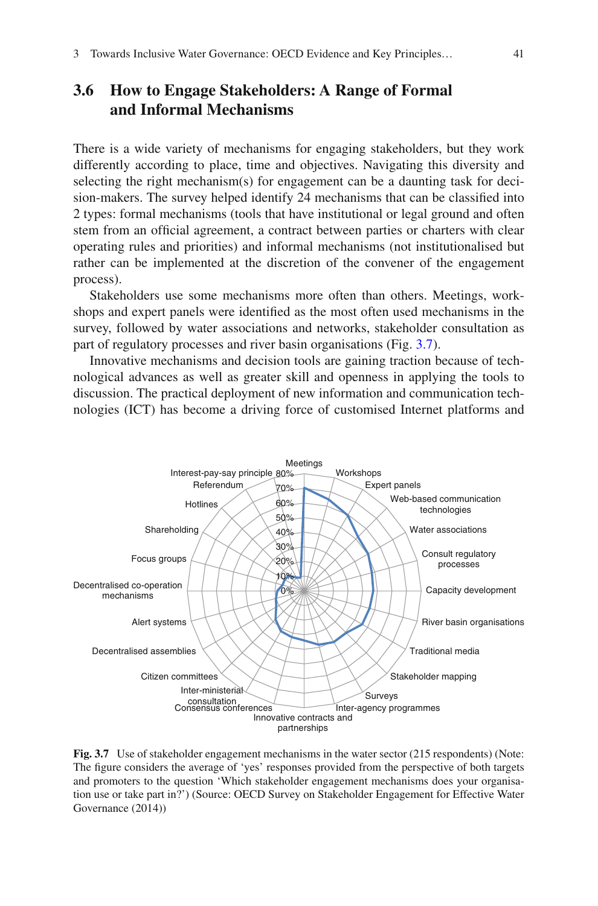## 3.6 How to Engage Stakeholders: A Range of Formal and Informal Mechanisms

There is a wide variety of mechanisms for engaging stakeholders, but they work differently according to place, time and objectives. Navigating this diversity and selecting the right mechanism(s) for engagement can be a daunting task for decision-makers. The survey helped identify 24 mechanisms that can be classified into 2 types: formal mechanisms (tools that have institutional or legal ground and often stem from an official agreement, a contract between parties or charters with clear operating rules and priorities) and informal mechanisms (not institutionalised but rather can be implemented at the discretion of the convener of the engagement process).

Stakeholders use some mechanisms more often than others. Meetings, workshops and expert panels were identified as the most often used mechanisms in the survey, followed by water associations and networks, stakeholder consultation as part of regulatory processes and river basin organisations (Fig. 3.7).

Innovative mechanisms and decision tools are gaining traction because of technological advances as well as greater skill and openness in applying the tools to discussion. The practical deployment of new information and communication technologies (ICT) has become a driving force of customised Internet platforms and

**Fig. 3.7** Use of stakeholder engagement mechanisms in the water sector (215 respondents) (Note: The figure considers the average of 'yes' responses provided from the perspective of both targets and promoters to the question 'Which stakeholder engagement mechanisms does your organisation use or take part in?') (Source: OECD Survey on Stakeholder Engagement for Effective Water Governance (2014))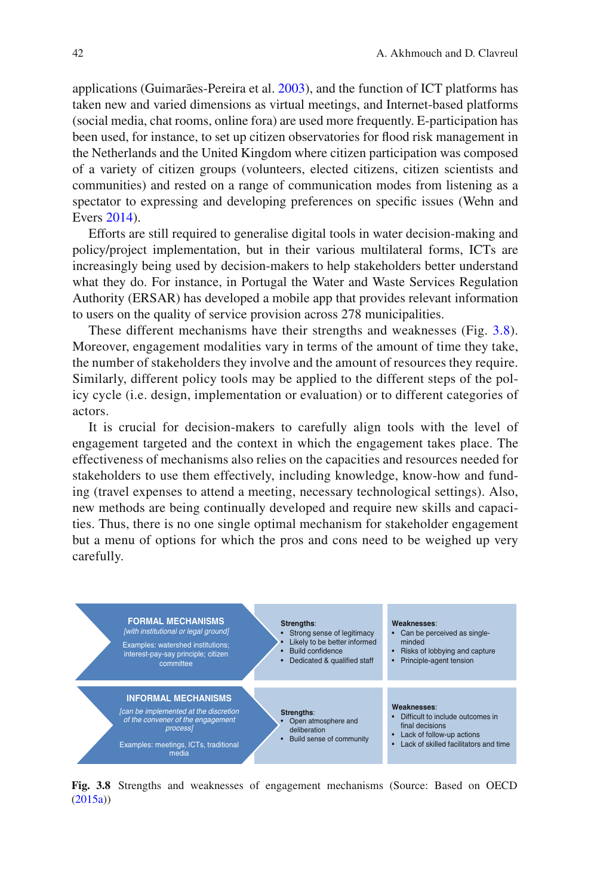applications (Guimarães-Pereira et al. 2003), and the function of ICT platforms has taken new and varied dimensions as virtual meetings, and Internet-based platforms (social media, chat rooms, online fora) are used more frequently. E-participation has been used, for instance, to set up citizen observatories for flood risk management in the Netherlands and the United Kingdom where citizen participation was composed of a variety of citizen groups (volunteers, elected citizens, citizen scientists and communities) and rested on a range of communication modes from listening as a spectator to expressing and developing preferences on specific issues (Wehn and Evers 2014).

Efforts are still required to generalise digital tools in water decision-making and policy/project implementation, but in their various multilateral forms, ICTs are increasingly being used by decision-makers to help stakeholders better understand what they do. For instance, in Portugal the Water and Waste Services Regulation Authority (ERSAR) has developed a mobile app that provides relevant information to users on the quality of service provision across 278 municipalities.

These different mechanisms have their strengths and weaknesses (Fig. 3.8). Moreover, engagement modalities vary in terms of the amount of time they take, the number of stakeholders they involve and the amount of resources they require. Similarly, different policy tools may be applied to the different steps of the policy cycle (i.e. design, implementation or evaluation) or to different categories of actors.

It is crucial for decision-makers to carefully align tools with the level of engagement targeted and the context in which the engagement takes place. The effectiveness of mechanisms also relies on the capacities and resources needed for stakeholders to use them effectively, including knowledge, know-how and funding (travel expenses to attend a meeting, necessary technological settings). Also, new methods are being continually developed and require new skills and capacities. Thus, there is no one single optimal mechanism for stakeholder engagement but a menu of options for which the pros and cons need to be weighed up very carefully.

**FORMAL MECHANISMS**
*[with institutional or legal ground]*
Examples: watershed institutions; interest-pay-say principle; citizen committee

**Strengths**:
- Strong sense of legitimacy
- Likely to be better informed
- Build confidence
- Dedicated & qualified staff

**Weaknesses**:
- Can be perceived as single-minded
- Risks of lobbying and capture
- Principle-agent tension

**INFORMAL MECHANISMS**
*[can be implemented at the discretion of the convener of the engagement process]*
Examples: meetings, ICTs, traditional media

**Strengths**:
- Open atmosphere and deliberation
- Build sense of community

**Weaknesses**:
- Difficult to include outcomes in final decisions
- Lack of follow-up actions
- Lack of skilled facilitators and time

**Fig. 3.8** Strengths and weaknesses of engagement mechanisms (Source: Based on OECD (2015a))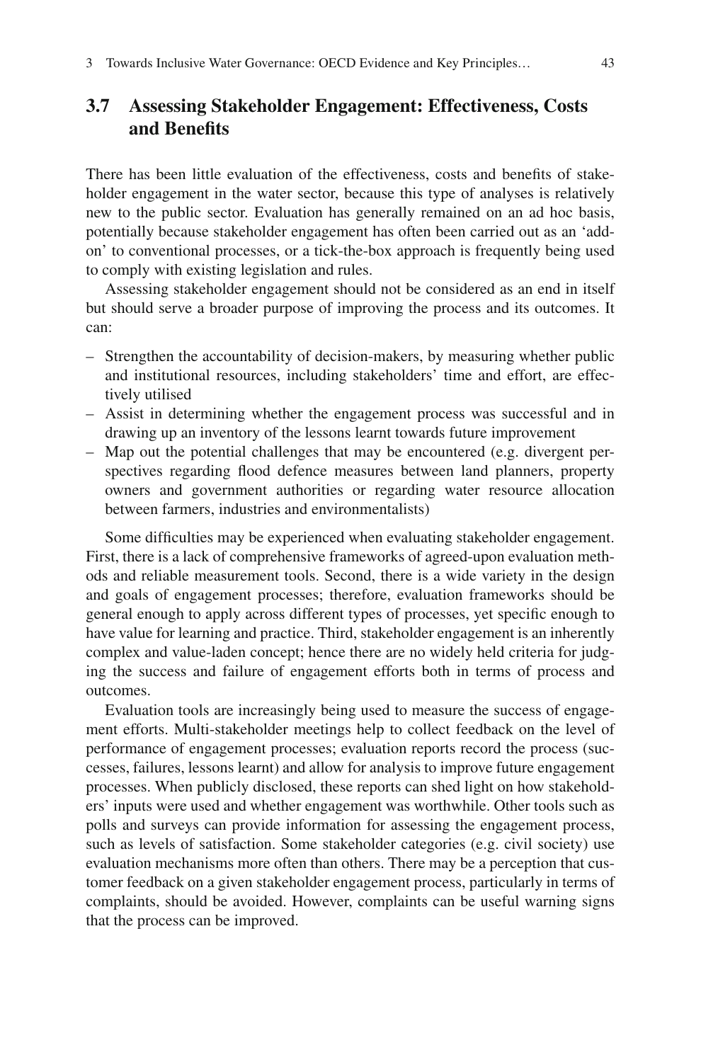## 3.7 Assessing Stakeholder Engagement: Effectiveness, Costs and Benefits

There has been little evaluation of the effectiveness, costs and benefits of stakeholder engagement in the water sector, because this type of analyses is relatively new to the public sector. Evaluation has generally remained on an ad hoc basis, potentially because stakeholder engagement has often been carried out as an 'add-on' to conventional processes, or a tick-the-box approach is frequently being used to comply with existing legislation and rules.

Assessing stakeholder engagement should not be considered as an end in itself but should serve a broader purpose of improving the process and its outcomes. It can:

- Strengthen the accountability of decision-makers, by measuring whether public and institutional resources, including stakeholders' time and effort, are effectively utilised
- Assist in determining whether the engagement process was successful and in drawing up an inventory of the lessons learnt towards future improvement
- Map out the potential challenges that may be encountered (e.g. divergent perspectives regarding flood defence measures between land planners, property owners and government authorities or regarding water resource allocation between farmers, industries and environmentalists)

Some difficulties may be experienced when evaluating stakeholder engagement. First, there is a lack of comprehensive frameworks of agreed-upon evaluation methods and reliable measurement tools. Second, there is a wide variety in the design and goals of engagement processes; therefore, evaluation frameworks should be general enough to apply across different types of processes, yet specific enough to have value for learning and practice. Third, stakeholder engagement is an inherently complex and value-laden concept; hence there are no widely held criteria for judging the success and failure of engagement efforts both in terms of process and outcomes.

Evaluation tools are increasingly being used to measure the success of engagement efforts. Multi-stakeholder meetings help to collect feedback on the level of performance of engagement processes; evaluation reports record the process (successes, failures, lessons learnt) and allow for analysis to improve future engagement processes. When publicly disclosed, these reports can shed light on how stakeholders' inputs were used and whether engagement was worthwhile. Other tools such as polls and surveys can provide information for assessing the engagement process, such as levels of satisfaction. Some stakeholder categories (e.g. civil society) use evaluation mechanisms more often than others. There may be a perception that customer feedback on a given stakeholder engagement process, particularly in terms of complaints, should be avoided. However, complaints can be useful warning signs that the process can be improved.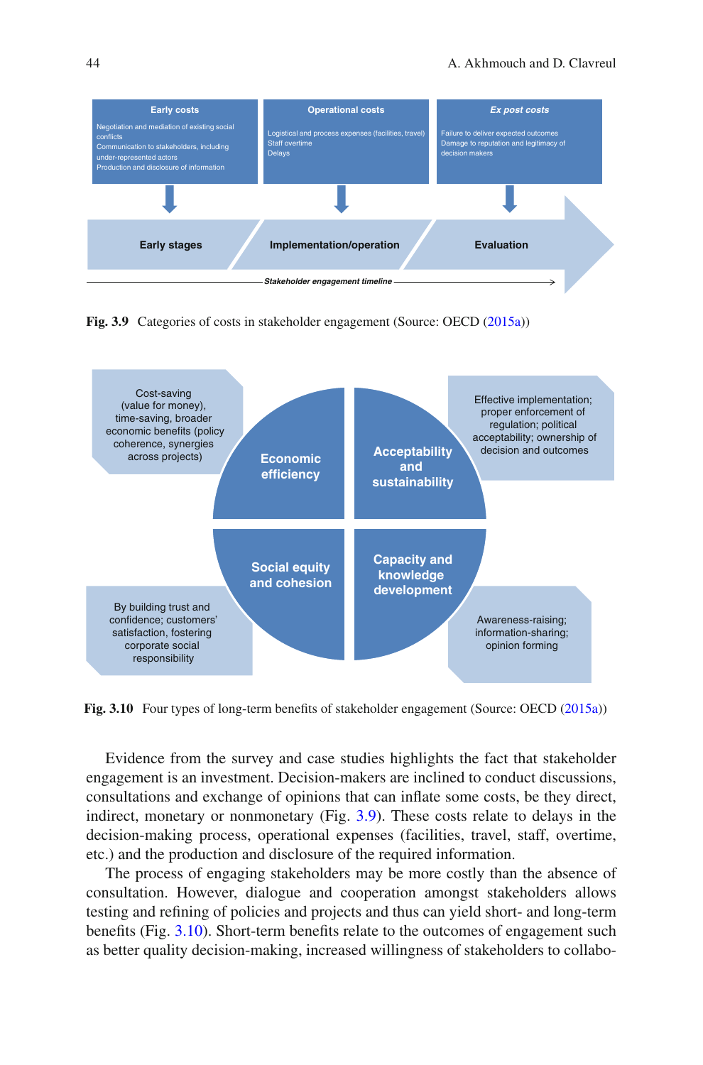**Early costs**

Negotiation and mediation of existing social conflicts
Communication to stakeholders, including under-represented actors
Production and disclosure of information

**Operational costs**

Logistical and process expenses (facilities, travel)
Staff overtime
Delays

***Ex post costs***

Failure to deliver expected outcomes
Damage to reputation and legitimacy of decision makers

**Early stages** → **Implementation/operation** → **Evaluation**

*Stakeholder engagement timeline*

**Fig. 3.9** Categories of costs in stakeholder engagement (Source: OECD (2015a))

**Economic efficiency**: Cost-saving (value for money), time-saving, broader economic benefits (policy coherence, synergies across projects)

**Acceptability and sustainability**: Effective implementation; proper enforcement of regulation; political acceptability; ownership of decision and outcomes

**Social equity and cohesion**: By building trust and confidence; customers' satisfaction, fostering corporate social responsibility

**Capacity and knowledge development**: Awareness-raising; information-sharing; opinion forming

**Fig. 3.10** Four types of long-term benefits of stakeholder engagement (Source: OECD (2015a))

Evidence from the survey and case studies highlights the fact that stakeholder engagement is an investment. Decision-makers are inclined to conduct discussions, consultations and exchange of opinions that can inflate some costs, be they direct, indirect, monetary or nonmonetary (Fig. 3.9). These costs relate to delays in the decision-making process, operational expenses (facilities, travel, staff, overtime, etc.) and the production and disclosure of the required information.

The process of engaging stakeholders may be more costly than the absence of consultation. However, dialogue and cooperation amongst stakeholders allows testing and refining of policies and projects and thus can yield short- and long-term benefits (Fig. 3.10). Short-term benefits relate to the outcomes of engagement such as better quality decision-making, increased willingness of stakeholders to collabo-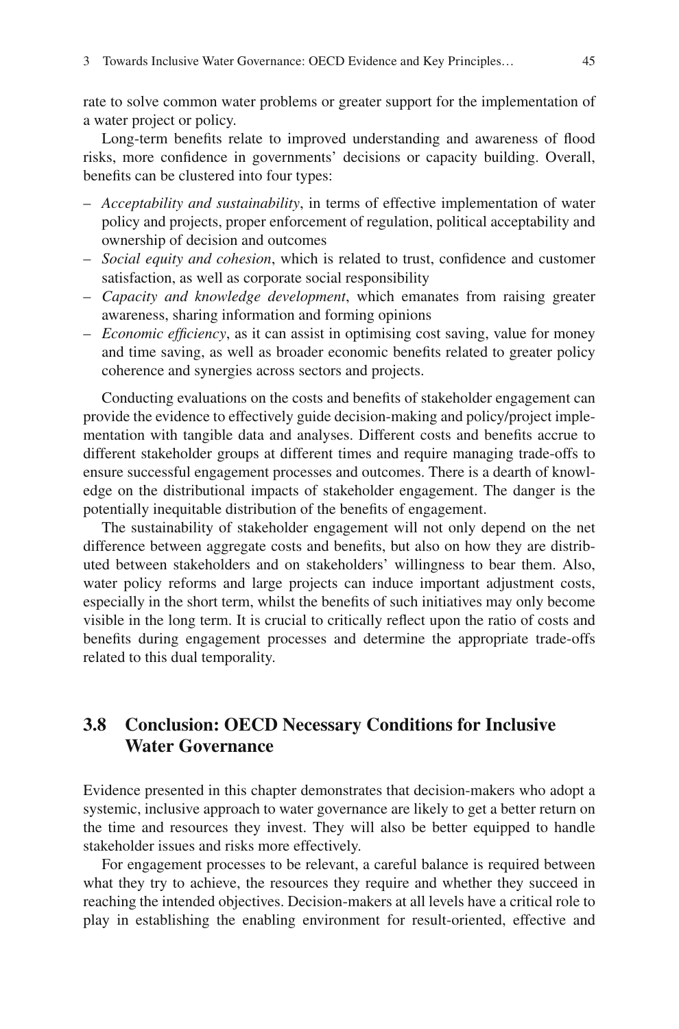rate to solve common water problems or greater support for the implementation of a water project or policy.

Long-term benefits relate to improved understanding and awareness of flood risks, more confidence in governments' decisions or capacity building. Overall, benefits can be clustered into four types:

- *Acceptability and sustainability*, in terms of effective implementation of water policy and projects, proper enforcement of regulation, political acceptability and ownership of decision and outcomes
- *Social equity and cohesion*, which is related to trust, confidence and customer satisfaction, as well as corporate social responsibility
- *Capacity and knowledge development*, which emanates from raising greater awareness, sharing information and forming opinions
- *Economic efficiency*, as it can assist in optimising cost saving, value for money and time saving, as well as broader economic benefits related to greater policy coherence and synergies across sectors and projects.

Conducting evaluations on the costs and benefits of stakeholder engagement can provide the evidence to effectively guide decision-making and policy/project implementation with tangible data and analyses. Different costs and benefits accrue to different stakeholder groups at different times and require managing trade-offs to ensure successful engagement processes and outcomes. There is a dearth of knowledge on the distributional impacts of stakeholder engagement. The danger is the potentially inequitable distribution of the benefits of engagement.

The sustainability of stakeholder engagement will not only depend on the net difference between aggregate costs and benefits, but also on how they are distributed between stakeholders and on stakeholders' willingness to bear them. Also, water policy reforms and large projects can induce important adjustment costs, especially in the short term, whilst the benefits of such initiatives may only become visible in the long term. It is crucial to critically reflect upon the ratio of costs and benefits during engagement processes and determine the appropriate trade-offs related to this dual temporality.

## 3.8 Conclusion: OECD Necessary Conditions for Inclusive Water Governance

Evidence presented in this chapter demonstrates that decision-makers who adopt a systemic, inclusive approach to water governance are likely to get a better return on the time and resources they invest. They will also be better equipped to handle stakeholder issues and risks more effectively.

For engagement processes to be relevant, a careful balance is required between what they try to achieve, the resources they require and whether they succeed in reaching the intended objectives. Decision-makers at all levels have a critical role to play in establishing the enabling environment for result-oriented, effective and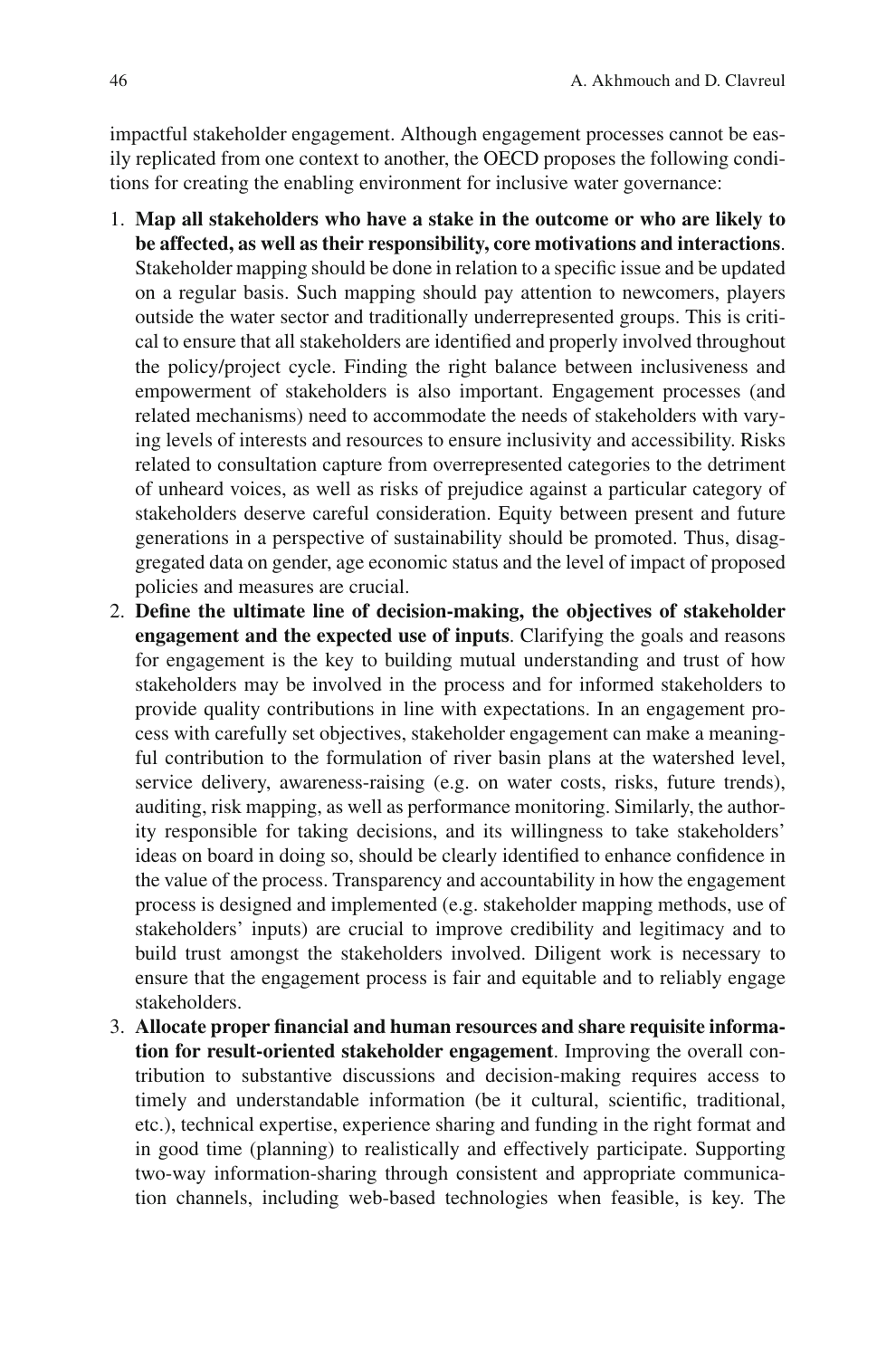impactful stakeholder engagement. Although engagement processes cannot be easily replicated from one context to another, the OECD proposes the following conditions for creating the enabling environment for inclusive water governance:

1. **Map all stakeholders who have a stake in the outcome or who are likely to be affected, as well as their responsibility, core motivations and interactions**. Stakeholder mapping should be done in relation to a specific issue and be updated on a regular basis. Such mapping should pay attention to newcomers, players outside the water sector and traditionally underrepresented groups. This is critical to ensure that all stakeholders are identified and properly involved throughout the policy/project cycle. Finding the right balance between inclusiveness and empowerment of stakeholders is also important. Engagement processes (and related mechanisms) need to accommodate the needs of stakeholders with varying levels of interests and resources to ensure inclusivity and accessibility. Risks related to consultation capture from overrepresented categories to the detriment of unheard voices, as well as risks of prejudice against a particular category of stakeholders deserve careful consideration. Equity between present and future generations in a perspective of sustainability should be promoted. Thus, disaggregated data on gender, age economic status and the level of impact of proposed policies and measures are crucial.
2. **Define the ultimate line of decision-making, the objectives of stakeholder engagement and the expected use of inputs**. Clarifying the goals and reasons for engagement is the key to building mutual understanding and trust of how stakeholders may be involved in the process and for informed stakeholders to provide quality contributions in line with expectations. In an engagement process with carefully set objectives, stakeholder engagement can make a meaningful contribution to the formulation of river basin plans at the watershed level, service delivery, awareness-raising (e.g. on water costs, risks, future trends), auditing, risk mapping, as well as performance monitoring. Similarly, the authority responsible for taking decisions, and its willingness to take stakeholders' ideas on board in doing so, should be clearly identified to enhance confidence in the value of the process. Transparency and accountability in how the engagement process is designed and implemented (e.g. stakeholder mapping methods, use of stakeholders' inputs) are crucial to improve credibility and legitimacy and to build trust amongst the stakeholders involved. Diligent work is necessary to ensure that the engagement process is fair and equitable and to reliably engage stakeholders.
3. **Allocate proper financial and human resources and share requisite information for result-oriented stakeholder engagement**. Improving the overall contribution to substantive discussions and decision-making requires access to timely and understandable information (be it cultural, scientific, traditional, etc.), technical expertise, experience sharing and funding in the right format and in good time (planning) to realistically and effectively participate. Supporting two-way information-sharing through consistent and appropriate communication channels, including web-based technologies when feasible, is key. The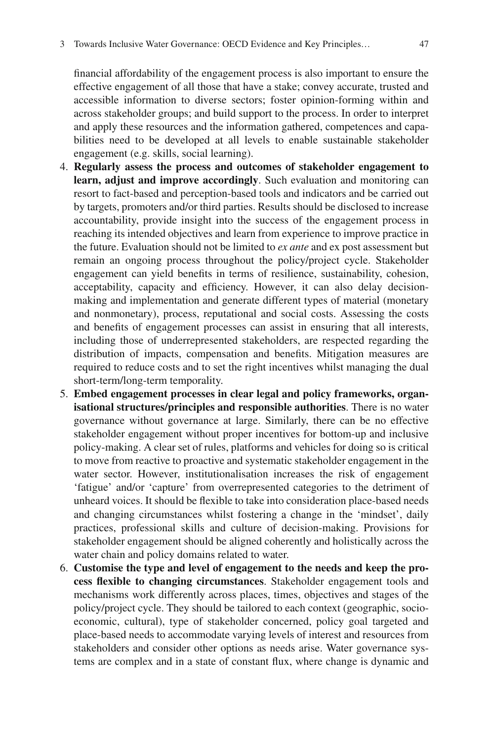financial affordability of the engagement process is also important to ensure the effective engagement of all those that have a stake; convey accurate, trusted and accessible information to diverse sectors; foster opinion-forming within and across stakeholder groups; and build support to the process. In order to interpret and apply these resources and the information gathered, competences and capabilities need to be developed at all levels to enable sustainable stakeholder engagement (e.g. skills, social learning).

4. **Regularly assess the process and outcomes of stakeholder engagement to learn, adjust and improve accordingly**. Such evaluation and monitoring can resort to fact-based and perception-based tools and indicators and be carried out by targets, promoters and/or third parties. Results should be disclosed to increase accountability, provide insight into the success of the engagement process in reaching its intended objectives and learn from experience to improve practice in the future. Evaluation should not be limited to *ex ante* and ex post assessment but remain an ongoing process throughout the policy/project cycle. Stakeholder engagement can yield benefits in terms of resilience, sustainability, cohesion, acceptability, capacity and efficiency. However, it can also delay decision-making and implementation and generate different types of material (monetary and nonmonetary), process, reputational and social costs. Assessing the costs and benefits of engagement processes can assist in ensuring that all interests, including those of underrepresented stakeholders, are respected regarding the distribution of impacts, compensation and benefits. Mitigation measures are required to reduce costs and to set the right incentives whilst managing the dual short-term/long-term temporality.
5. **Embed engagement processes in clear legal and policy frameworks, organisational structures/principles and responsible authorities**. There is no water governance without governance at large. Similarly, there can be no effective stakeholder engagement without proper incentives for bottom-up and inclusive policy-making. A clear set of rules, platforms and vehicles for doing so is critical to move from reactive to proactive and systematic stakeholder engagement in the water sector. However, institutionalisation increases the risk of engagement 'fatigue' and/or 'capture' from overrepresented categories to the detriment of unheard voices. It should be flexible to take into consideration place-based needs and changing circumstances whilst fostering a change in the 'mindset', daily practices, professional skills and culture of decision-making. Provisions for stakeholder engagement should be aligned coherently and holistically across the water chain and policy domains related to water.
6. **Customise the type and level of engagement to the needs and keep the process flexible to changing circumstances**. Stakeholder engagement tools and mechanisms work differently across places, times, objectives and stages of the policy/project cycle. They should be tailored to each context (geographic, socio-economic, cultural), type of stakeholder concerned, policy goal targeted and place-based needs to accommodate varying levels of interest and resources from stakeholders and consider other options as needs arise. Water governance systems are complex and in a state of constant flux, where change is dynamic and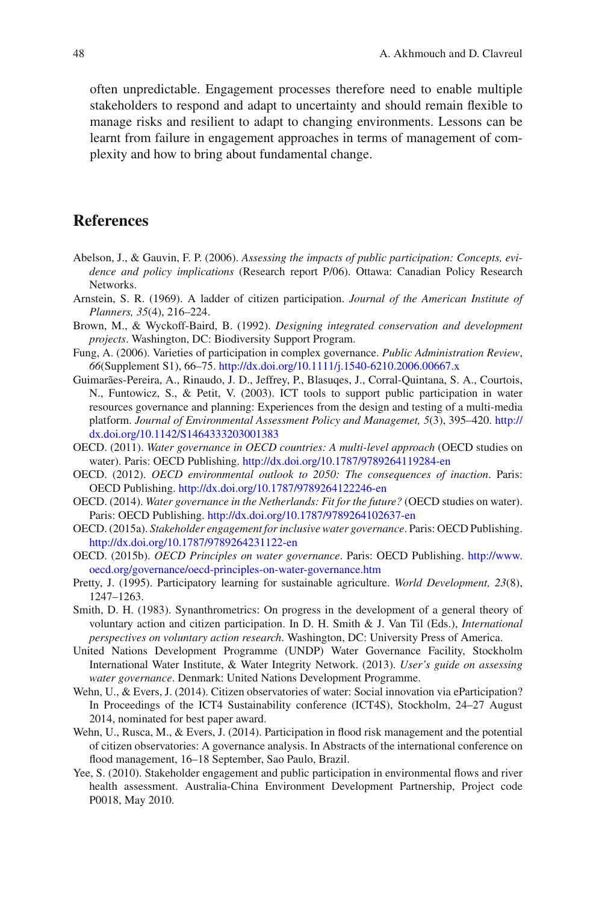often unpredictable. Engagement processes therefore need to enable multiple stakeholders to respond and adapt to uncertainty and should remain flexible to manage risks and resilient to adapt to changing environments. Lessons can be learnt from failure in engagement approaches in terms of management of complexity and how to bring about fundamental change.

## References

Abelson, J., & Gauvin, F. P. (2006). *Assessing the impacts of public participation: Concepts, evidence and policy implications* (Research report P/06). Ottawa: Canadian Policy Research Networks.

Arnstein, S. R. (1969). A ladder of citizen participation. *Journal of the American Institute of Planners, 35*(4), 216–224.

Brown, M., & Wyckoff-Baird, B. (1992). *Designing integrated conservation and development projects*. Washington, DC: Biodiversity Support Program.

Fung, A. (2006). Varieties of participation in complex governance. *Public Administration Review*, *66*(Supplement S1), 66–75. http://dx.doi.org/10.1111/j.1540-6210.2006.00667.x

Guimarães-Pereira, A., Rinaudo, J. D., Jeffrey, P., Blasuqes, J., Corral-Quintana, S. A., Courtois, N., Funtowicz, S., & Petit, V. (2003). ICT tools to support public participation in water resources governance and planning: Experiences from the design and testing of a multi-media platform. *Journal of Environmental Assessment Policy and Managemet, 5*(3), 395–420. http://dx.doi.org/10.1142/S1464333203001383

OECD. (2011). *Water governance in OECD countries: A multi-level approach* (OECD studies on water). Paris: OECD Publishing. http://dx.doi.org/10.1787/9789264119284-en

OECD. (2012). *OECD environmental outlook to 2050: The consequences of inaction*. Paris: OECD Publishing. http://dx.doi.org/10.1787/9789264122246-en

OECD. (2014). *Water governance in the Netherlands: Fit for the future?* (OECD studies on water). Paris: OECD Publishing. http://dx.doi.org/10.1787/9789264102637-en

OECD. (2015a). *Stakeholder engagement for inclusive water governance*. Paris: OECD Publishing. http://dx.doi.org/10.1787/9789264231122-en

OECD. (2015b). *OECD Principles on water governance*. Paris: OECD Publishing. http://www.oecd.org/governance/oecd-principles-on-water-governance.htm

Pretty, J. (1995). Participatory learning for sustainable agriculture. *World Development, 23*(8), 1247–1263.

Smith, D. H. (1983). Synanthrometrics: On progress in the development of a general theory of voluntary action and citizen participation. In D. H. Smith & J. Van Til (Eds.), *International perspectives on voluntary action research*. Washington, DC: University Press of America.

United Nations Development Programme (UNDP) Water Governance Facility, Stockholm International Water Institute, & Water Integrity Network. (2013). *User's guide on assessing water governance*. Denmark: United Nations Development Programme.

Wehn, U., & Evers, J. (2014). Citizen observatories of water: Social innovation via eParticipation? In Proceedings of the ICT4 Sustainability conference (ICT4S), Stockholm, 24–27 August 2014, nominated for best paper award.

Wehn, U., Rusca, M., & Evers, J. (2014). Participation in flood risk management and the potential of citizen observatories: A governance analysis. In Abstracts of the international conference on flood management, 16–18 September, Sao Paulo, Brazil.

Yee, S. (2010). Stakeholder engagement and public participation in environmental flows and river health assessment. Australia-China Environment Development Partnership, Project code P0018, May 2010.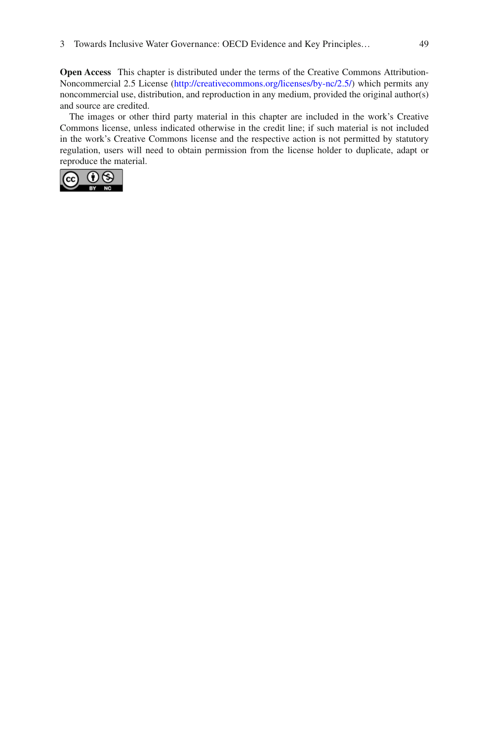**Open Access** This chapter is distributed under the terms of the Creative Commons Attribution-Noncommercial 2.5 License (http://creativecommons.org/licenses/by-nc/2.5/) which permits any noncommercial use, distribution, and reproduction in any medium, provided the original author(s) and source are credited.

The images or other third party material in this chapter are included in the work's Creative Commons license, unless indicated otherwise in the credit line; if such material is not included in the work's Creative Commons license and the respective action is not permitted by statutory regulation, users will need to obtain permission from the license holder to duplicate, adapt or reproduce the material.